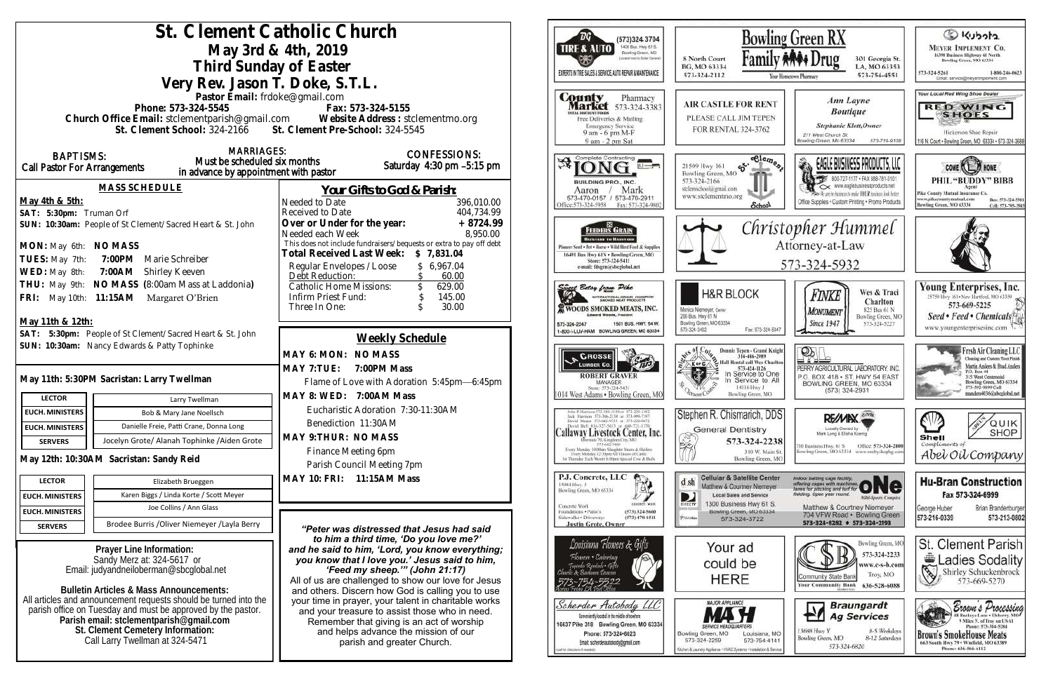# St. Clement Catholic Church

## May 3rd & 4th, 2019

## Third Sunday of Easter

## Very Rev. Jason T. Doke, S.T.L.

Pastor Email: frdoke@gmail.com

Phone: 573-324-5545 Fax: 573-324-5155

Church Office Email: stclementparish@gmail.com Website Address : stclementmo.org

St. Clement School: 324-2166 St. Clement Pre-School: 324-5545

**BAPTISMS:** Call Pastor For Arrangements

**MARRIAGES:** Must be scheduled six months in advance by appointment with pastor

**CONFESSIONS:** Saturday 4:30 pm –5:15 pm

### MASS SCHEDULE

**May 4th & 5th:**

SAT: 5:30pm: Truman Orf

SUN: 10:30am: People of St Clement/Sacred Heart & St. John

MON: May 6th: **NO MASS**

TUES: May 7th: **7:00PM** Marie Schreiber

WED: May 8th: **7:00AM** Shirley Keeven

THU: May 9th: **NO MASS (8:00am Mass at Laddonia)**

FRI: May 10th: **11:15AM** Margaret O'Brien

**May 11th & 12th:**

SAT: 5:30pm: People of St Clement/Sacred Heart & St. John

SUN: 10:30am: Nancy Edwards & Patty Tophinke

**May 11th: 5:30PM Sacristan: Larry Twellman**

| LECTOR | Larry Twellman |
|---|---|
| EUCH. MINISTERS | Bob & Mary Jane Noellsch |
| EUCH. MINISTERS | Danielle Freie, Patti Crane, Donna Long |
| SERVERS | Jocelyn Grote/ Alanah Tophinke /Aiden Grote |

**May 12th: 10:30AM Sacristan: Sandy Reid**

| LECTOR | Elizabeth Brueggen |
|---|---|
| EUCH. MINISTERS | Karen Biggs / Linda Korte / Scott Meyer |
| EUCH. MINISTERS | Joe Collins / Ann Glass |
| SERVERS | Brodee Burris /Oliver Niemeyer /Layla Berry |

**Prayer Line Information:**
Sandy Merz at: 324-5617 or
Email: judyandneiloberman@sbcglobal.net

**Bulletin Articles & Mass Announcements:**
All articles and announcement requests should be turned into the parish office on Tuesday and must be approved by the pastor.
**Parish email: stclementparish@gmail.com**
**St. Clement Cemetery Information:**
Call Larry Twellman at 324-5471

### Your Gifts to God & Parish:

| | |
|---|---|
| Needed to Date | 396,010.00 |
| Received to Date | 404,734.99 |
| **Over or Under for the year:** | **+ 8724.99** |
| Needed each Week | 8,950.00 |

This does not include fundraisers/bequests or extra to pay off debt

| | |
|---|---|
| **Total Received Last Week:** | **$ 7,831.04** |
| Regular Envelopes / Loose | $ 6,967.04 |
| Debt Reduction: | $ 60.00 |
| Catholic Home Missions: | $ 629.00 |
| Infirm Priest Fund: | $ 145.00 |
| Three In One: | $ 30.00 |

### Weekly Schedule

**MAY 6: MON: NO MASS**

**MAY 7:TUE: 7:00PM Mass**
Flame of Love with Adoration 5:45pm—6:45pm

**MAY 8: WED: 7:00AM Mass**
Eucharistic Adoration 7:30-11:30AM
Benediction 11:30AM

**MAY 9:THUR: NO MASS**
Finance Meeting 6pm
Parish Council Meeting 7pm

**MAY 10: FRI: 11:15AM Mass**

***"Peter was distressed that Jesus had said to him a third time, 'Do you love me?' and he said to him, 'Lord, you know everything; you know that I love you.' Jesus said to him, 'Feed my sheep.'" (John 21:17)***

All of us are challenged to show our love for Jesus and others. Discern how God is calling you to use your time in prayer, your talent in charitable works and your treasure to assist those who in need. Remember that giving is an act of worship and helps advance the mission of our parish and greater Church.

---

BG Tire & Auto — (573)324-3704, 1400 Bus. Hwy 61 S, Bowling Green, MO — Experts in Tire Sales & Service, Auto Repair & Maintenance

Bowling Green RX / Family Drug — 8 North Court, BG, MO 63334, 573-324-2112 — 301 Georgia St., LA, MO 63353, 573-754-4551 — Your Hometown Pharmacy

Kubota — Meyer Implement Co., 16398 Business Highway 61 North, Bowling Green, MO 63334 — 573-324-5261, 1-800-246-0623

County Market Pharmacy 573-324-3383 — Free Deliveries & Mailing, Emergency Service, 9 am - 6 pm M-F, 9 am - 2 pm Sat

Air Castle for Rent — Please call Jim Tepen for rental 324-3762

Ann Layne Boutique — Stephanie Klott, Owner — 211 West Church St., Bowling Green, Mo 63334, 573-719-9108

Red Wing Shoes — Your Local Red Wing Shoe Dealer — Hickerson Shoe Repair, 116 N. Court • Bowling Green, MO 63334 • 573-324-3688

Complete Contracting — Long Building Pro., Inc. — Aaron / Mark — 573-470-0157 / 573-470-2911 — Office: 573-324-5958, Fax: 573-324-9802

St. Clement School — 21509 Hwy 161, Bowling Green, MO 63334, 573-324-2166, stclemschool@gmail.com, www.stclementmo.org

Eagle Business Products, LLC — 800-727-1177 • Fax 888-781-3101 • www.eaglebusinessproducts.net — Office Supplies • Custom Printing • Promo Products

Come Home — Phil "Buddy" Bibb, Agent — Pike County Mutual Insurance Co. — Bowling Green, MO 63334

Feeders Grain — Backyard to Barnyard — Pioneer Seed • Pet • Horse • Wild Bird Feed & Supplies — 16491 Bus Hwy 61N • Bowling Green, MO — Store: 573-324-5411 — e-mail: fdsgrn@sbcglobal.net

Christopher Hummel, Attorney-at-Law — 573-324-5932

Sweet Betsy from Pike — Woods Smoked Meats, Inc. — Edward Woods, President — 573-324-2247 — 1501 Bus. Hwy 54 W., 1-800-I-LUV-HAM, Bowling Green, MO 63334

H&R Block — Monica Niemeyer, Owner — 206 Bus. Hwy 61 N, Bowling Green, MO 63334 — 573-324-3402 — Fax: 573-324-5047

Finke Monument — Since 1947 — Wes & Traci Charlton — 825 Bus 61 N, Bowling Green, MO — 573-324-5227

Young Enterprises, Inc. — 25759 Hwy 161 • New Hartford, MO 63359 — 573-669-5225 — Seed • Feed • Chemicals — www.youngenterprisesinc.com

Grosse Lumber Co. — Robert Graver, Manager — Store: 573-324-5431 — 1014 West Adams • Bowling Green, MO

Knights of Columbus — Donnie Tepen - Grand Knight, 314-486-2989 — Hall Rental call Wes Charlton 573-424-1126 — In Service to One, In Service to All — 14516 Hwy J, Bowling Green, MO

Perry Agricultural Laboratory, Inc. — P.O. Box 418 • St. Hwy 54 East, Bowling Green, MO 63334 — (573) 324-2931

Fresh Air Cleaning LLC — Cleaning and Custom Floor Finish — Martin Anders & Brad Anders — P.O. Box 44, 315 West Centennial, Bowling Green, MO 63334 — 573-592-9899 Cell — manders4036@sbcglobal.net

Callaway Livestock Center, Inc. — Every Monday 10:00am Slaughter Steers & Heifers, Every Monday 12:30pm All Classes of Cattle, 1st Thursday Each Month 6:00pm Special Cow & Bulls

Stephen R. Chismarich, DDS — General Dentistry — 573-324-2238 — 310 W. Main St., Bowling Green, MO

RE/MAX — Locally Owned by Mark Long & Elisha Koenig — 230 Business Hwy. 61 S, Bowling Green, MO 63334 — Office: 573-324-2800 — www.realtyshopbg.com

Shell Quik Shop — Compliments of Abel Oil Company

P.J. Concrete, LLC — 15084 Hwy. J, Bowling Green, MO 63334 — Concrete Work, Foundations • Patio's, Sidewalks • Driveways — (573)324-5660, (573)470-1511 — Justin Grote, Owner

Cellular & Satellite Center — Matthew & Courtney Niemeyer — Local Sales and Service — 1300 Business Hwy 61 S., Bowling Green, MO 63334 — 573-324-3722

One Multi-Sports Complex — Indoor batting cage facility offering cages with machines, lanes for pitching and turf for fielding. Open year round. — Matthew & Courtney Niemeyer, 704 VFW Road • Bowling Green — 573-324-8282 • 573-324-2193

Hu-Bran Construction — Fax 573-324-6999 — George Huber 573-216-0339 — Brian Brandenburger 573-213-0802

Louisiana Flowers & Gifts — Flowers • Catering, Tuxedo Rentals • Gifts — 573-754-5522

Your ad could be HERE

Community State Bank — Your Community Bank — Bowling Green, MO 573-324-2233 — www.c-s-b.com — Troy, MO 636-528-6088

St. Clement Parish Ladies Sodality — Shirley Schuckenbrock 573-669-5270

Scherder Autobody LLC — Conveniently located in the middle of nowhere — 16637 Pike 318 Bowling Green, MO 63334 — Phone: 573+324+6023 — Email: scherderautobody@gmail.com

Major Appliance / Mash — Service Headquarters — Bowling Green, MO 573-324-2259 — Louisiana, MO 573-754-4141 — Kitchen & Laundry Appliance • HVAC Systems • Installation & Service

Braungardt Ag Services — 13688 Hwy Y, Bowling Green, MO — 8-5 Weekdays, 8-12 Saturdays — 573-324-6820

Brown's Processing / Brown's SmokeHouse Meats — 663 South Hwy 79 • Winfield, MO 63389 — Phone: 636-566-6112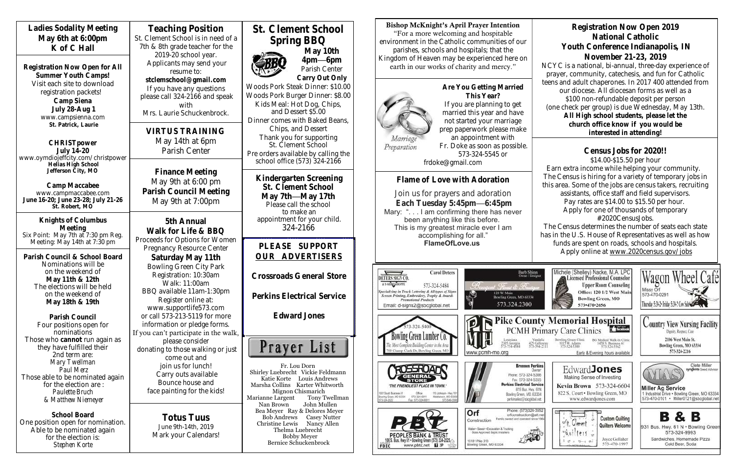## Ladies Sodality Meeting
**May 6th at 6:00pm**
**K of C Hall**

### Registration Now Open for All Summer Youth Camps!
Visit each site to download registration packets!

**Camp Siena**
**July 28-Aug 1**
www.campsienna.com
**St. Patrick, Laurie**

**CHRISTpower**
**July 14-20**
www.oymdiojeffcity.com/christpower
**Helias High School**
**Jefferson City, MO**

**Camp Maccabee**
www.campmaccabee.com
**June 16-20; June 23-28; July 21-26**
**St. Robert, MO**

### Knights of Columbus Meeting
Six Point: May 7th at 7:30 pm Reg. Meeting: May 14th at 7:30 pm

### Parish Council & School Board
Nominations will be on the weekend of
**May 11th & 12th**
The elections will be held on the weekend of
**May 18th & 19th**

**Parish Council**
Four positions open for nominations
Those who **cannot** run again as they have fulfilled their 2nd term are:
*Mary Twellman*
*Paul Merz*
Those able to be nominated again for the election are :
*Paulette Bruch*
*& Matthew Niemeyer*

**School Board**
One position open for nomination.
Able to be nominated again for the election is:
*Stephen Korte*

## Teaching Position
St. Clement School is in need of a 7th & 8th grade teacher for the 2019-20 school year.
Applicants may send your resume to:
**stclemschool@gmail.com**
If you have any questions please call 324-2166 and speak with Mrs. Laurie Schuckenbrock.

## VIRTUS TRAINING
May 14th at 6pm
Parish Center

## Finance Meeting
May 9th at 6:00 pm
## Parish Council Meeting
May 9th at 7:00pm

## 5th Annual Walk for Life & BBQ
Proceeds for Options for Women Pregnancy Resource Center
**Saturday May 11th**
Bowling Green City Park
Registration: 10:30am
Walk: 11:00am
BBQ available 11am-1:30pm
Register online at: www.supportlife573.com
or call 573-213-5119 for more information or pledge forms.
If you can't participate in the walk, please consider donating to those walking or just come out and join us for lunch!
Carry outs available
Bounce house and face painting for the kids!

## Totus Tuus
June 9th-14th, 2019
Mark your Calendars!

## St. Clement School Spring BBQ
**May 10th**
**4pm—6pm**
Parish Center
**Carry Out Only**
Woods Pork Steak Dinner: $10.00
Woods Pork Burger Dinner: $8.00
Kids Meal: Hot Dog, Chips, and Dessert $5.00
Dinner comes with Baked Beans, Chips, and Dessert
Thank you for supporting St. Clement School
Pre orders available by calling the school office (573) 324-2166

## Kindergarten Screening
**St. Clement School**
**May 7th—May 17th**
Please call the school to make an appointment for your child.
324-2166

## PLEASE SUPPORT OUR ADVERTISERS
**Crossroads General Store**

**Perkins Electrical Service**

**Edward Jones**

## Prayer List
Fr. Lou Dorn
Shirley Luebrecht Vickie Feldmann
Katie Korte Louis Andrews
Marsha Collins Karter Whitworth
Mignon Chismarich
Marianne Largent Tony Twellman
Nan Brown John Mullen
Bea Meyer Ray & Delores Meyer
Bob Andrews Casey Nutter
Christine Lewis Nancy Allen
Thelma Luebrecht
Bobby Meyer
Bernice Schuckenbrock

## Bishop McKnight's April Prayer Intention
"For a more welcoming and hospitable environment in the Catholic communities of our parishes, schools and hospitals; that the Kingdom of Heaven may be experienced here on earth in our works of charity and mercy."

## Are You Getting Married This Year?
If you are planning to get married this year and have not started your marriage prep paperwork please make an appointment with Fr. Doke as soon as possible.
573-324-5545 or
frdoke@gmail.com

## Flame of Love with Adoration
Join us for prayers and adoration
**Each Tuesday 5:45pm—6:45pm**
Mary: ". . . I am confirming there has never been anything like this before. This is my greatest miracle ever I am accomplishing for all."
**FlameOfLove.us**

## Registration Now Open 2019 National Catholic Youth Conference Indianapolis, IN November 21-23, 2019
NCYC is a national, bi-annual, three-day experience of prayer, community, catechesis, and fun for Catholic teens and adult chaperones. In 2017 400 attended from our diocese. All diocesan forms as well as a $100 non-refundable deposit per person (one check per group) is due Wednesday, May 13th.
**All High school students, please let the church office know if you would be interested in attending!**

## Census Jobs for 2020!!
$14.00-$15.50 per hour
Earn extra income while helping your community. The Census is hiring for a variety of temporary jobs in this area. Some of the jobs are census takers, recruiting assistants, office staff and field supervisors. Pay rates are $14.00 to $15.50 per hour. Apply for one of thousands of temporary #2020CensusJobs.
The Census determines the number of seats each state has in the U.S. House of Representatives as well as how funds are spent on roads, schools and hospitals.
Apply online at www.2020census.gov/jobs

---

Deters Sign Co. & T-Shirt Shoppe — Carol Deters — 573-324-5484 — Specializing in Truck Lettering & All types of Signs, Screen Printing, Embroidery, Trophy & Awards, Promotional Products — Email: d-signs2@sbcglobal.net

Bouquet Trust & Boutique — Barb Shinn, Owner / Designer — 120 W. Main, Bowling Green, MO 63334 — 573.324.2300

Michele (Shelley) Nacke, M.A. LPC — Licensed Professional Counselor — Upper Room Counseling — Office: 120 1/2 West Main, Bowling Green, MO — 573•470•2056

Wagon Wheel Café — Missy Orf — 573-470-0291 — Thursday 5:30-2 • Friday 5:30-2 Cow Sale

Bowling Green Lumber Co. — 573-324-5400 — The Most Complete Building Center in the Area — 700 Champ Clark Dr., Bowling Green, MO

Pike County Memorial Hospital — PCMH Primary Care Clinics — Louisiana 2305 Georgia 573-754-4584 — Vandalia 425 Galloway 573-594-2111 — Bowling Green Clinic 1015 W. Adams 573-324-5300 — BG Medical Walk-In Clinic 1470 S. Business 61 573-324-5562 — www.pcmh-mo.org — Early & Evening hours available

Country View Nursing Facility — Dignity, Respect, Care — 2106 West Main St., Bowling Green, MO 63334 — 573-324-2216

Crossroads General Store — "The Friendliest Place in Town." — 1501 South Business 61, Bowling Green, MO 63334, 573-324-2022 — Office 573-324-6811, Fax 573-324-6811 — 110 Johnson - Hwy 161, Middletown, MO 63359, 573-549-2090

Perkins Electrical Service — Brennen Perkins, Owner — Phone: 573-324-5366 — Fax: 573-324-5315 — 815 Bus. Hwy. 61N, Bowling Green, MO 63334 — perkinselec@sbcglobal.net

Edward Jones — Making Sense of Investing — Kevin Brown 573-324-6604 — 822 S. Court • Bowling Green, MO — www.edwardjones.com

MAS — Clete Miller, syngenta Seed Advisor — Miller Ag Service — 1 Industrial Drive • Bowling Green, MO 63334 — 573-470-0101 • Miller0121@sbcglobal.net

Peoples Bank & Trust — 1065 S. Bus. Hwy 61 • Bowling Green (573) 324-2525 — www.pbtc.net — Member FDIC

Orf Construction — Family owned and operated since 1964 — Phone: (573)324-3352 — orfconstruction@att.net — Water • Sewer • Excavation & Trucking — State Approved Septic Installers — 15181 Pike 313, Bowling Green, MO 63334

St. Clement Quilters — Custom Quilting — Quilters Welcome — Joyce Gollaher 573-470-1997

B & B — 931 Bus. Hwy. 61 N • Bowling Green — 573-324-9993 — Sandwiches, Homemade Pizza — Cold Beer, Soda